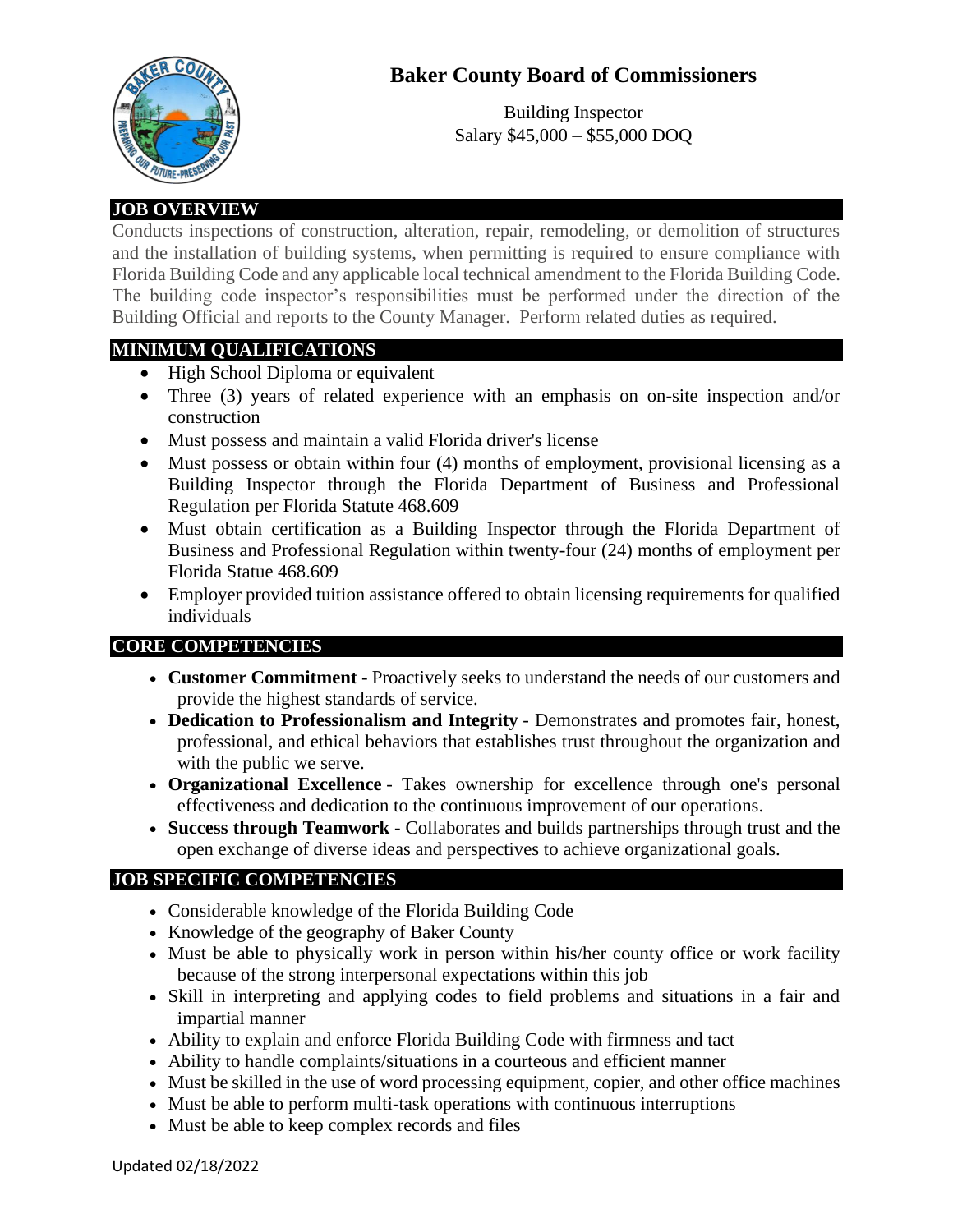# Baker County Board of Commissioners

Building Inspector
Salary $45,000 – $55,000 DOQ

## JOB OVERVIEW

Conducts inspections of construction, alteration, repair, remodeling, or demolition of structures and the installation of building systems, when permitting is required to ensure compliance with Florida Building Code and any applicable local technical amendment to the Florida Building Code. The building code inspector's responsibilities must be performed under the direction of the Building Official and reports to the County Manager. Perform related duties as required.

## MINIMUM QUALIFICATIONS

- High School Diploma or equivalent
- Three (3) years of related experience with an emphasis on on-site inspection and/or construction
- Must possess and maintain a valid Florida driver's license
- Must possess or obtain within four (4) months of employment, provisional licensing as a Building Inspector through the Florida Department of Business and Professional Regulation per Florida Statute 468.609
- Must obtain certification as a Building Inspector through the Florida Department of Business and Professional Regulation within twenty-four (24) months of employment per Florida Statue 468.609
- Employer provided tuition assistance offered to obtain licensing requirements for qualified individuals

## CORE COMPETENCIES

- **Customer Commitment** - Proactively seeks to understand the needs of our customers and provide the highest standards of service.
- **Dedication to Professionalism and Integrity** - Demonstrates and promotes fair, honest, professional, and ethical behaviors that establishes trust throughout the organization and with the public we serve.
- **Organizational Excellence** - Takes ownership for excellence through one's personal effectiveness and dedication to the continuous improvement of our operations.
- **Success through Teamwork** - Collaborates and builds partnerships through trust and the open exchange of diverse ideas and perspectives to achieve organizational goals.

## JOB SPECIFIC COMPETENCIES

- Considerable knowledge of the Florida Building Code
- Knowledge of the geography of Baker County
- Must be able to physically work in person within his/her county office or work facility because of the strong interpersonal expectations within this job
- Skill in interpreting and applying codes to field problems and situations in a fair and impartial manner
- Ability to explain and enforce Florida Building Code with firmness and tact
- Ability to handle complaints/situations in a courteous and efficient manner
- Must be skilled in the use of word processing equipment, copier, and other office machines
- Must be able to perform multi-task operations with continuous interruptions
- Must be able to keep complex records and files

Updated 02/18/2022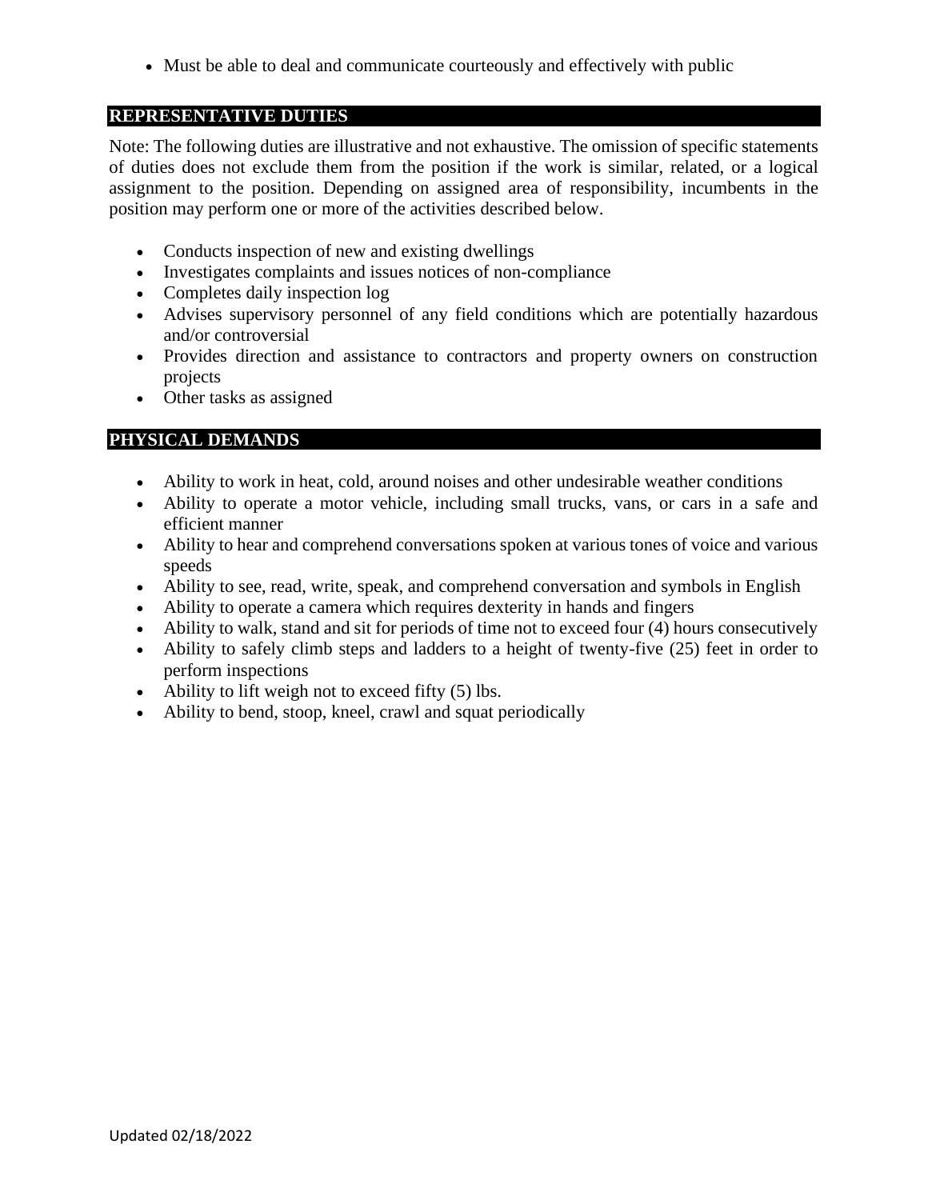- Must be able to deal and communicate courteously and effectively with public

## REPRESENTATIVE DUTIES

Note: The following duties are illustrative and not exhaustive. The omission of specific statements of duties does not exclude them from the position if the work is similar, related, or a logical assignment to the position. Depending on assigned area of responsibility, incumbents in the position may perform one or more of the activities described below.

- Conducts inspection of new and existing dwellings
- Investigates complaints and issues notices of non-compliance
- Completes daily inspection log
- Advises supervisory personnel of any field conditions which are potentially hazardous and/or controversial
- Provides direction and assistance to contractors and property owners on construction projects
- Other tasks as assigned

## PHYSICAL DEMANDS

- Ability to work in heat, cold, around noises and other undesirable weather conditions
- Ability to operate a motor vehicle, including small trucks, vans, or cars in a safe and efficient manner
- Ability to hear and comprehend conversations spoken at various tones of voice and various speeds
- Ability to see, read, write, speak, and comprehend conversation and symbols in English
- Ability to operate a camera which requires dexterity in hands and fingers
- Ability to walk, stand and sit for periods of time not to exceed four (4) hours consecutively
- Ability to safely climb steps and ladders to a height of twenty-five (25) feet in order to perform inspections
- Ability to lift weigh not to exceed fifty (5) lbs.
- Ability to bend, stoop, kneel, crawl and squat periodically

Updated 02/18/2022